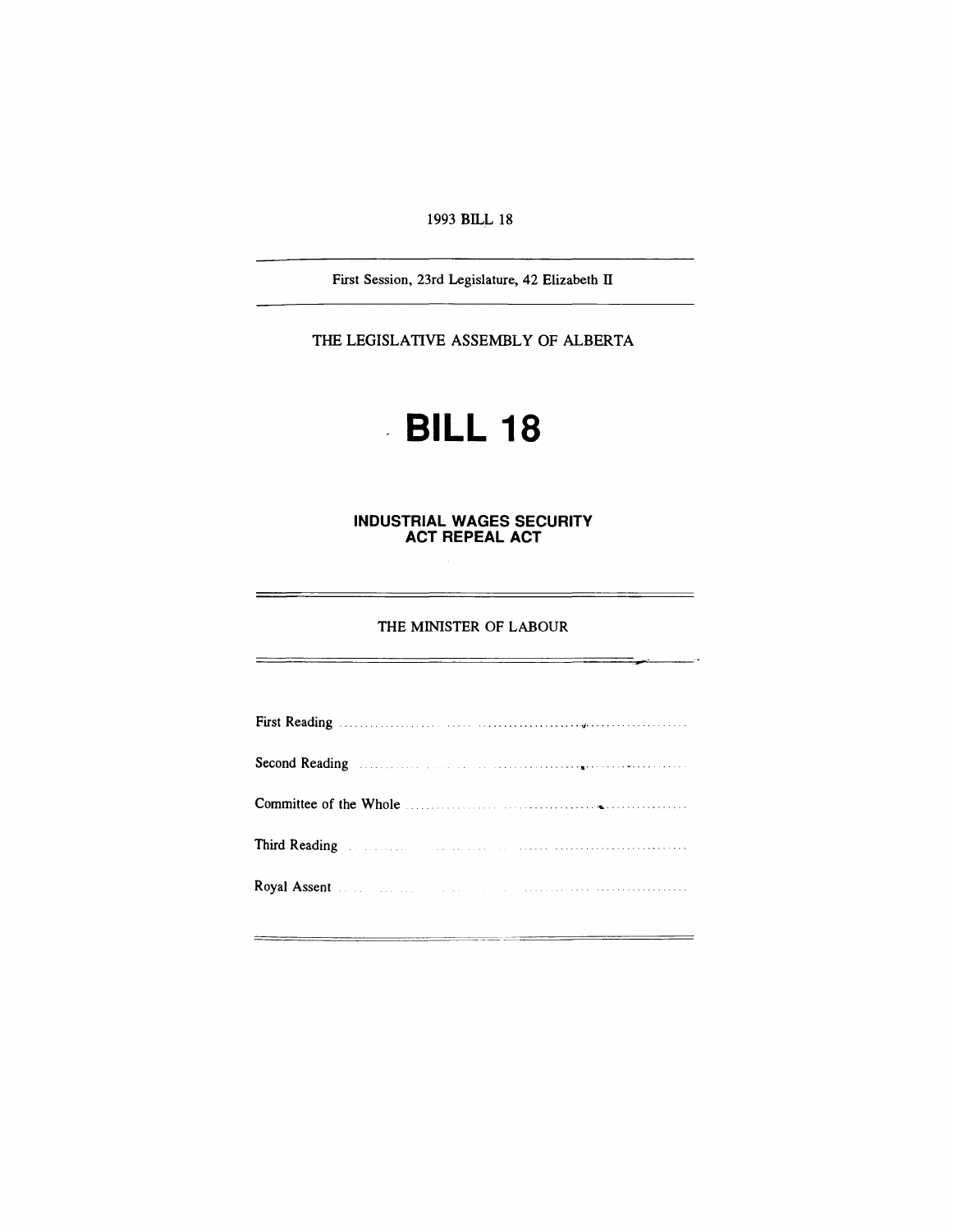1993 BILL 18

First Session, 23rd Legislature, 42 Elizabeth II

THE LEGISLATIVE ASSEMBLY OF ALBERTA

# BILL 18

## INDUSTRIAL WAGES SECURITY ACT REPEAL ACT

THE MINISTER OF LABOUR

First Reading ....................................................................

Second Reading ....................................................................

Committee of the Whole ....................................................................

Third Reading ....................................................................

Royal Assent ....................................................................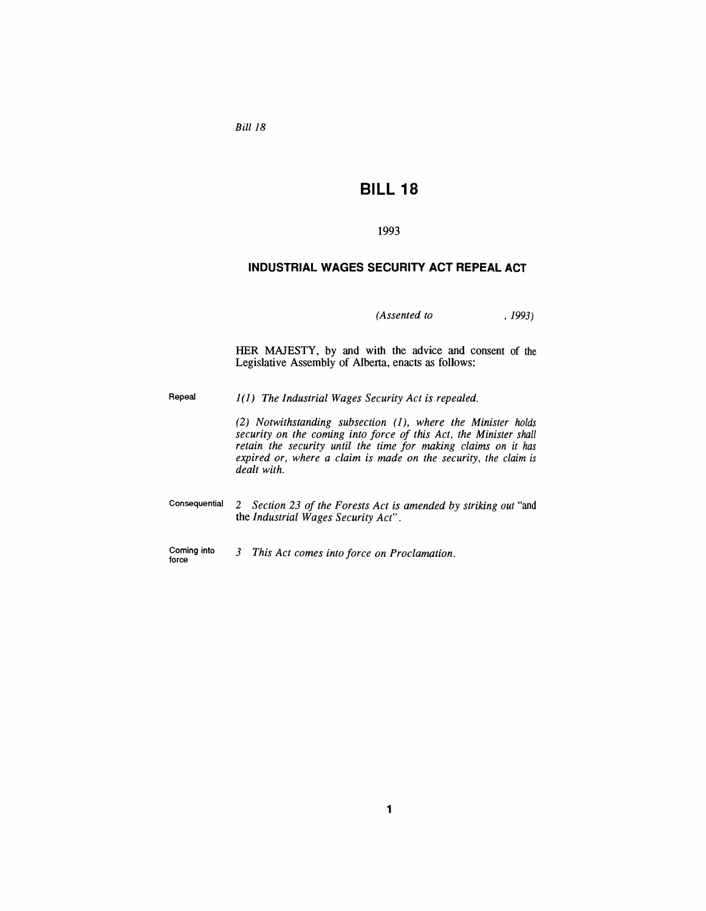*Bill 18*

# BILL 18

1993

## INDUSTRIAL WAGES SECURITY ACT REPEAL ACT

*(Assented to , 1993)*

HER MAJESTY, by and with the advice and consent of the Legislative Assembly of Alberta, enacts as follows:

Repeal

*1(1) The Industrial Wages Security Act is repealed.*

*(2) Notwithstanding subsection (1), where the Minister holds security on the coming into force of this Act, the Minister shall retain the security until the time for making claims on it has expired or, where a claim is made on the security, the claim is dealt with.*

Consequential

*2 Section 23 of the Forests Act is amended by striking out* "and the *Industrial Wages Security Act*".

Coming into force

*3 This Act comes into force on Proclamation.*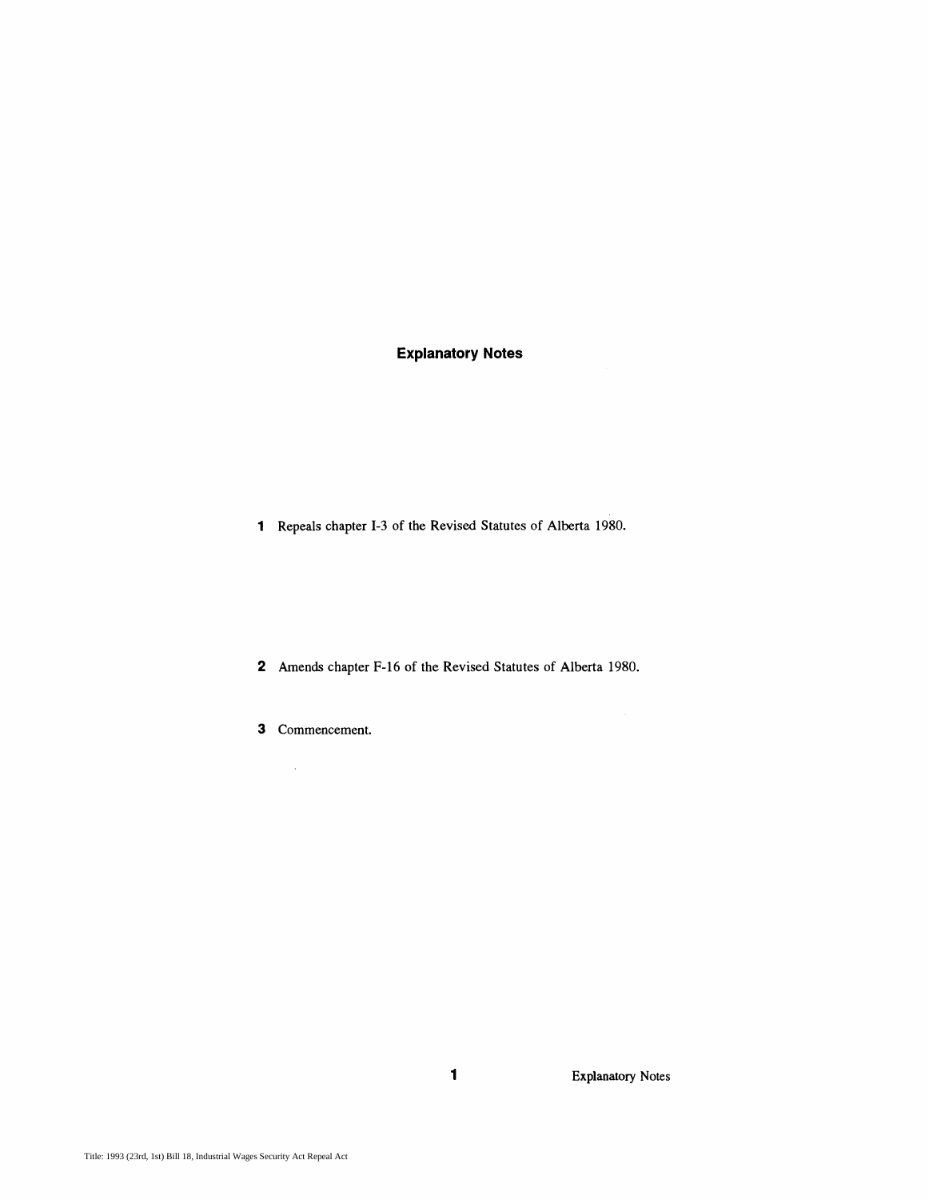## Explanatory Notes

**1** Repeals chapter I-3 of the Revised Statutes of Alberta 1980.

**2** Amends chapter F-16 of the Revised Statutes of Alberta 1980.

**3** Commencement.